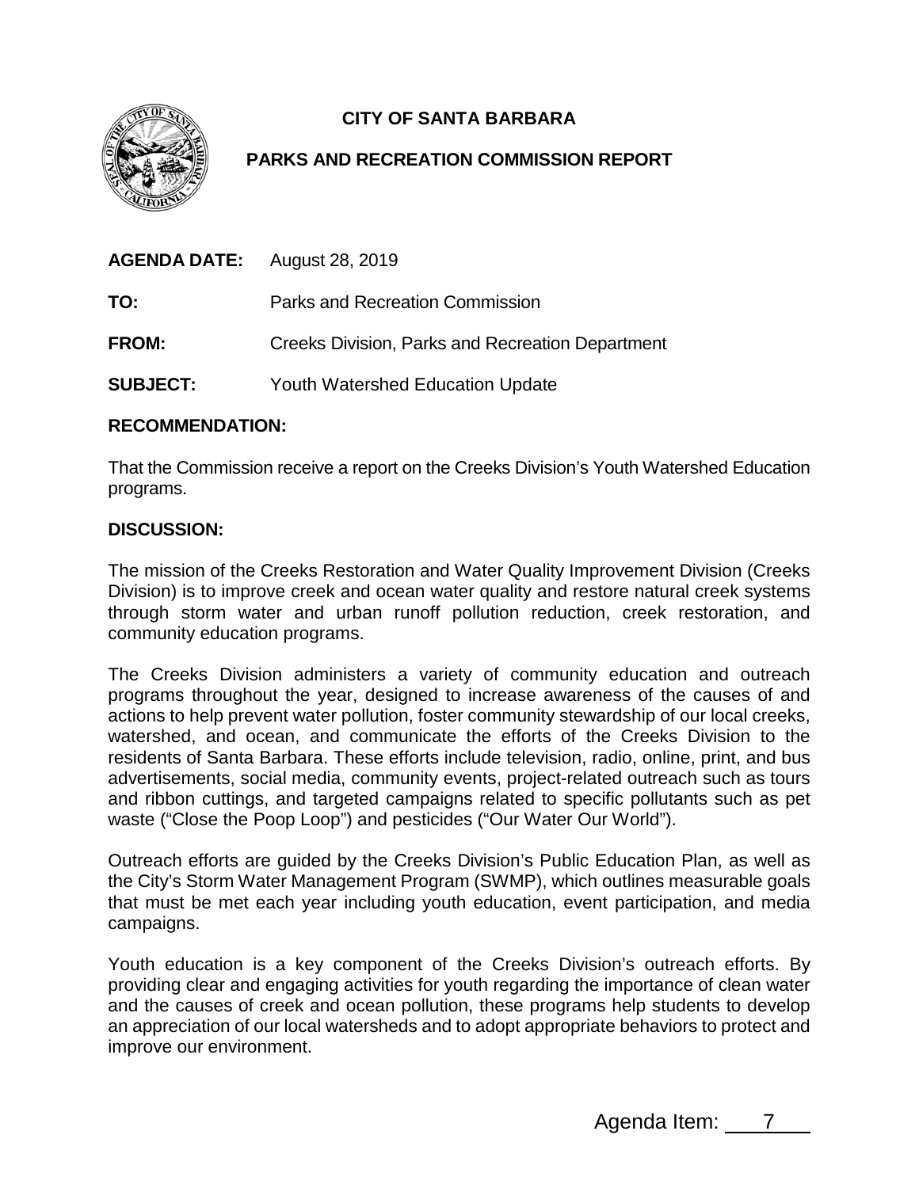**CITY OF SANTA BARBARA**

**PARKS AND RECREATION COMMISSION REPORT**

**AGENDA DATE:** August 28, 2019

**TO:** Parks and Recreation Commission

**FROM:** Creeks Division, Parks and Recreation Department

**SUBJECT:** Youth Watershed Education Update

## RECOMMENDATION:

That the Commission receive a report on the Creeks Division's Youth Watershed Education programs.

## DISCUSSION:

The mission of the Creeks Restoration and Water Quality Improvement Division (Creeks Division) is to improve creek and ocean water quality and restore natural creek systems through storm water and urban runoff pollution reduction, creek restoration, and community education programs.

The Creeks Division administers a variety of community education and outreach programs throughout the year, designed to increase awareness of the causes of and actions to help prevent water pollution, foster community stewardship of our local creeks, watershed, and ocean, and communicate the efforts of the Creeks Division to the residents of Santa Barbara. These efforts include television, radio, online, print, and bus advertisements, social media, community events, project-related outreach such as tours and ribbon cuttings, and targeted campaigns related to specific pollutants such as pet waste ("Close the Poop Loop") and pesticides ("Our Water Our World").

Outreach efforts are guided by the Creeks Division's Public Education Plan, as well as the City's Storm Water Management Program (SWMP), which outlines measurable goals that must be met each year including youth education, event participation, and media campaigns.

Youth education is a key component of the Creeks Division's outreach efforts. By providing clear and engaging activities for youth regarding the importance of clean water and the causes of creek and ocean pollution, these programs help students to develop an appreciation of our local watersheds and to adopt appropriate behaviors to protect and improve our environment.

Agenda Item: 7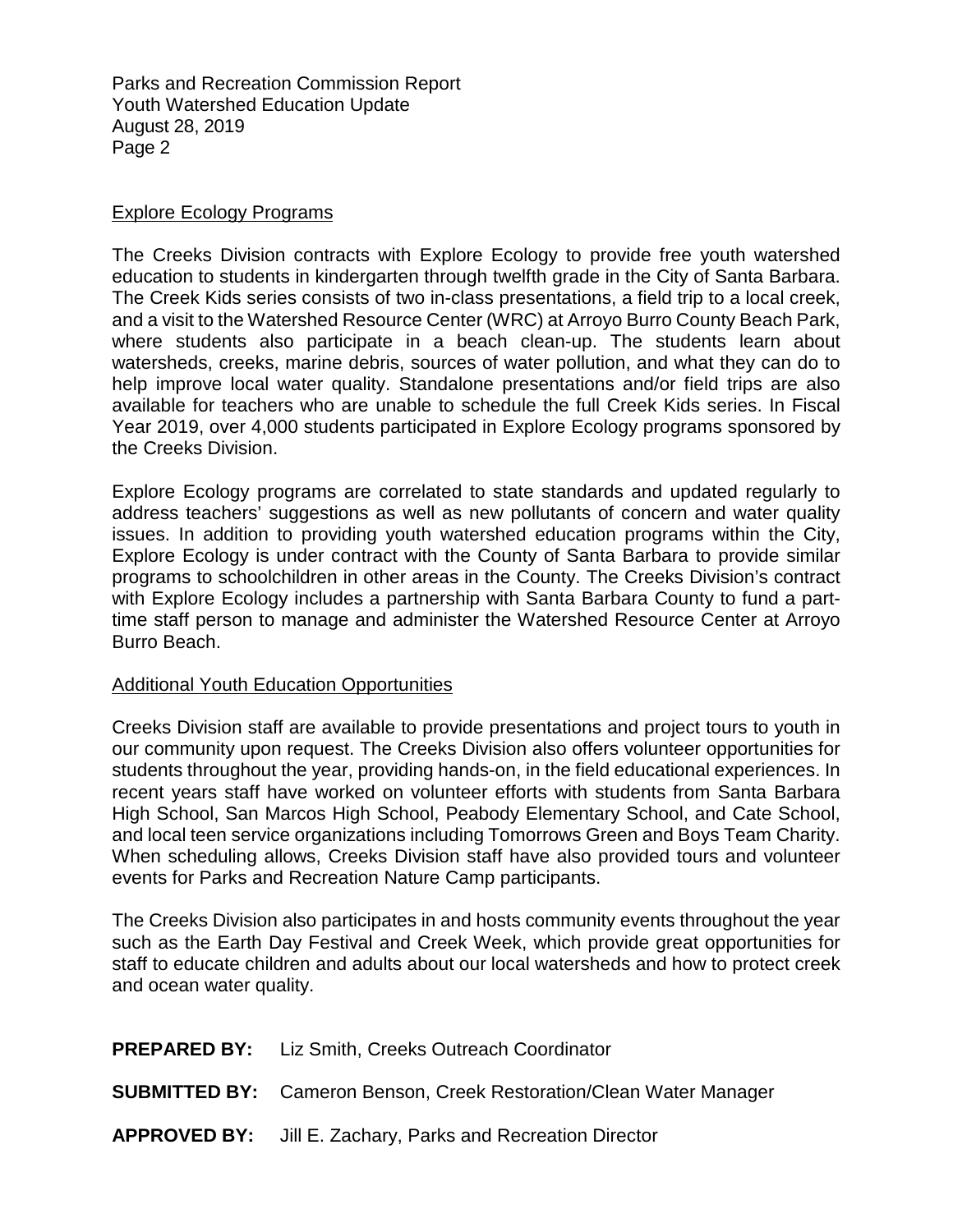## Explore Ecology Programs

The Creeks Division contracts with Explore Ecology to provide free youth watershed education to students in kindergarten through twelfth grade in the City of Santa Barbara. The Creek Kids series consists of two in-class presentations, a field trip to a local creek, and a visit to the Watershed Resource Center (WRC) at Arroyo Burro County Beach Park, where students also participate in a beach clean-up. The students learn about watersheds, creeks, marine debris, sources of water pollution, and what they can do to help improve local water quality. Standalone presentations and/or field trips are also available for teachers who are unable to schedule the full Creek Kids series. In Fiscal Year 2019, over 4,000 students participated in Explore Ecology programs sponsored by the Creeks Division.

Explore Ecology programs are correlated to state standards and updated regularly to address teachers' suggestions as well as new pollutants of concern and water quality issues. In addition to providing youth watershed education programs within the City, Explore Ecology is under contract with the County of Santa Barbara to provide similar programs to schoolchildren in other areas in the County. The Creeks Division's contract with Explore Ecology includes a partnership with Santa Barbara County to fund a part-time staff person to manage and administer the Watershed Resource Center at Arroyo Burro Beach.

## Additional Youth Education Opportunities

Creeks Division staff are available to provide presentations and project tours to youth in our community upon request. The Creeks Division also offers volunteer opportunities for students throughout the year, providing hands-on, in the field educational experiences. In recent years staff have worked on volunteer efforts with students from Santa Barbara High School, San Marcos High School, Peabody Elementary School, and Cate School, and local teen service organizations including Tomorrows Green and Boys Team Charity. When scheduling allows, Creeks Division staff have also provided tours and volunteer events for Parks and Recreation Nature Camp participants.

The Creeks Division also participates in and hosts community events throughout the year such as the Earth Day Festival and Creek Week, which provide great opportunities for staff to educate children and adults about our local watersheds and how to protect creek and ocean water quality.

**PREPARED BY:** Liz Smith, Creeks Outreach Coordinator

**SUBMITTED BY:** Cameron Benson, Creek Restoration/Clean Water Manager

**APPROVED BY:** Jill E. Zachary, Parks and Recreation Director